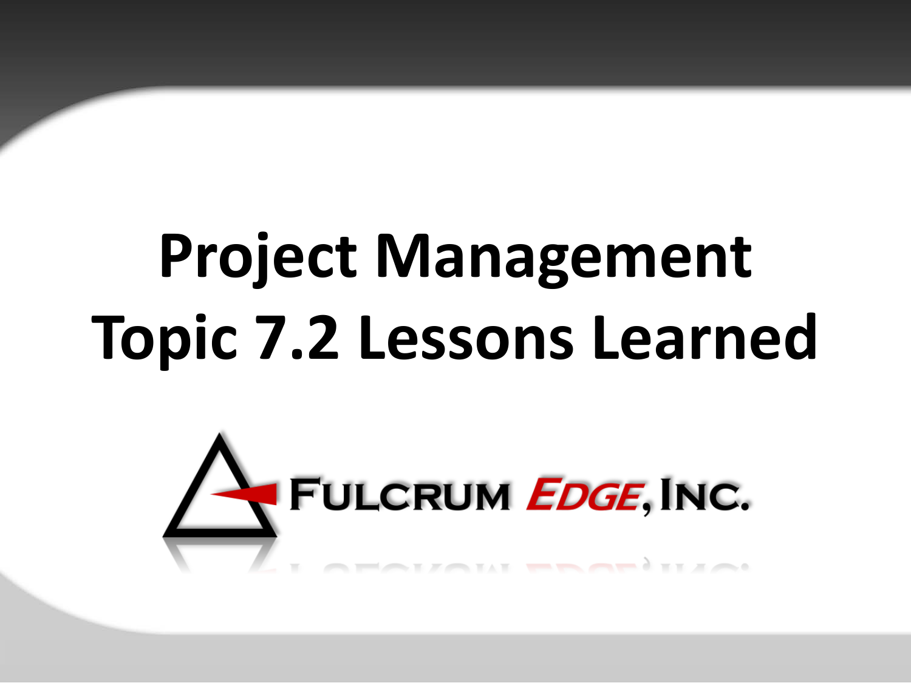# Project Management
# Topic 7.2 Lessons Learned

FULCRUM EDGE, INC.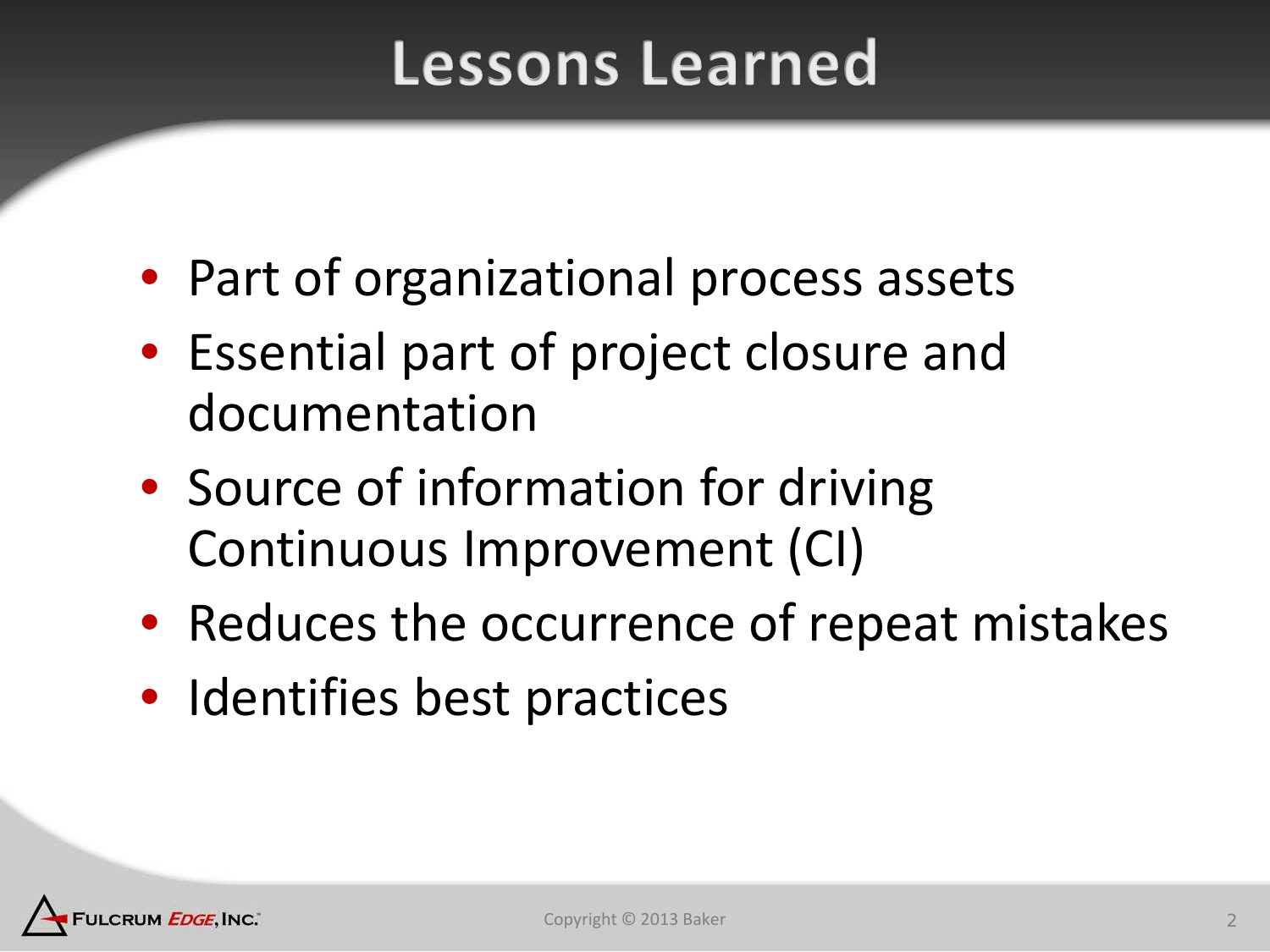# Lessons Learned

- Part of organizational process assets
- Essential part of project closure and documentation
- Source of information for driving Continuous Improvement (CI)
- Reduces the occurrence of repeat mistakes
- Identifies best practices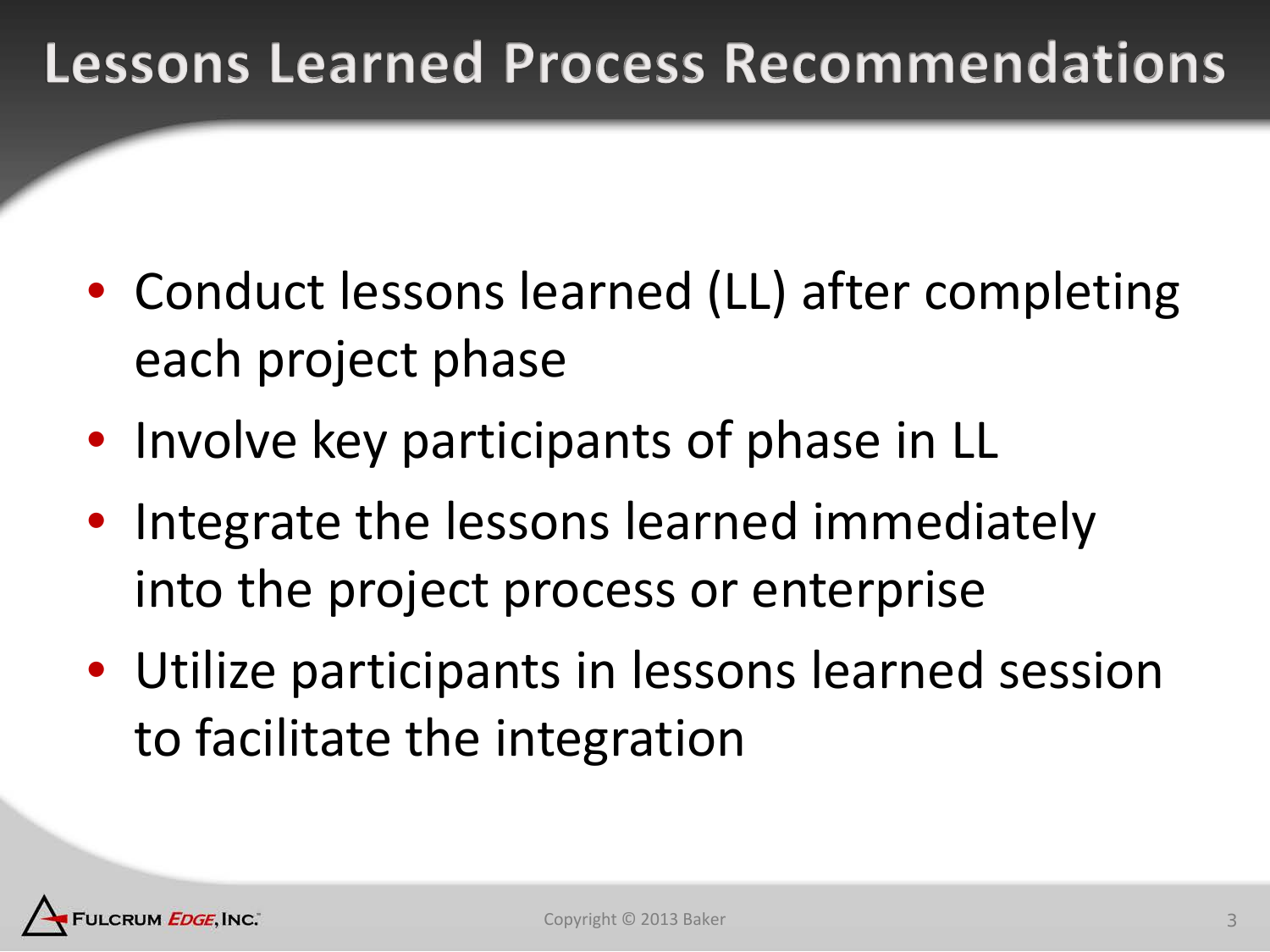# Lessons Learned Process Recommendations

- Conduct lessons learned (LL) after completing each project phase
- Involve key participants of phase in LL
- Integrate the lessons learned immediately into the project process or enterprise
- Utilize participants in lessons learned session to facilitate the integration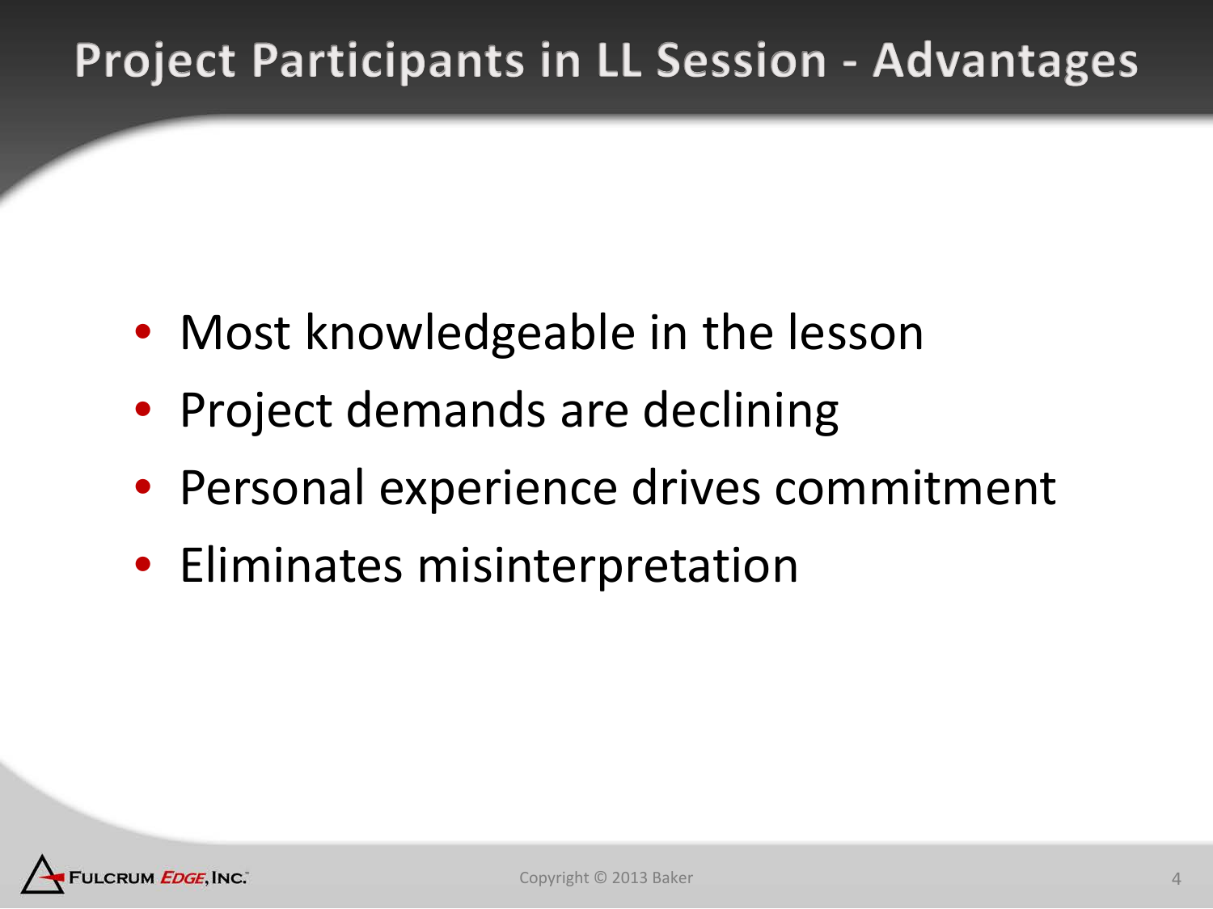# Project Participants in LL Session - Advantages

- Most knowledgeable in the lesson
- Project demands are declining
- Personal experience drives commitment
- Eliminates misinterpretation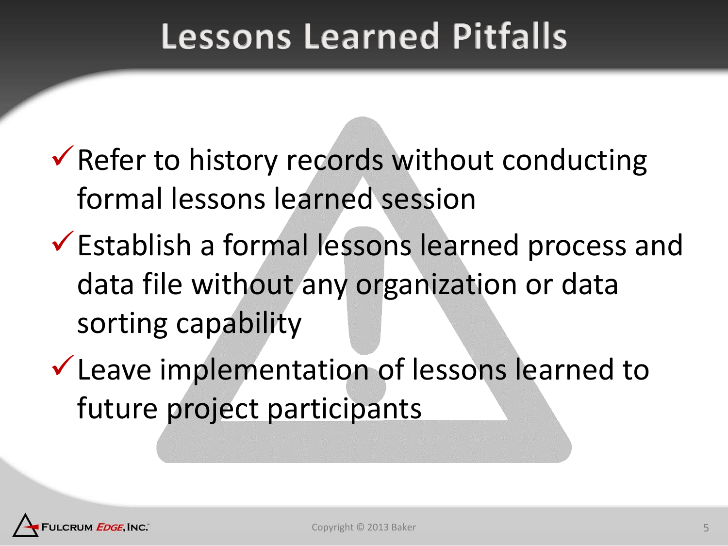# Lessons Learned Pitfalls

- ✓ Refer to history records without conducting formal lessons learned session
- ✓ Establish a formal lessons learned process and data file without any organization or data sorting capability
- ✓ Leave implementation of lessons learned to future project participants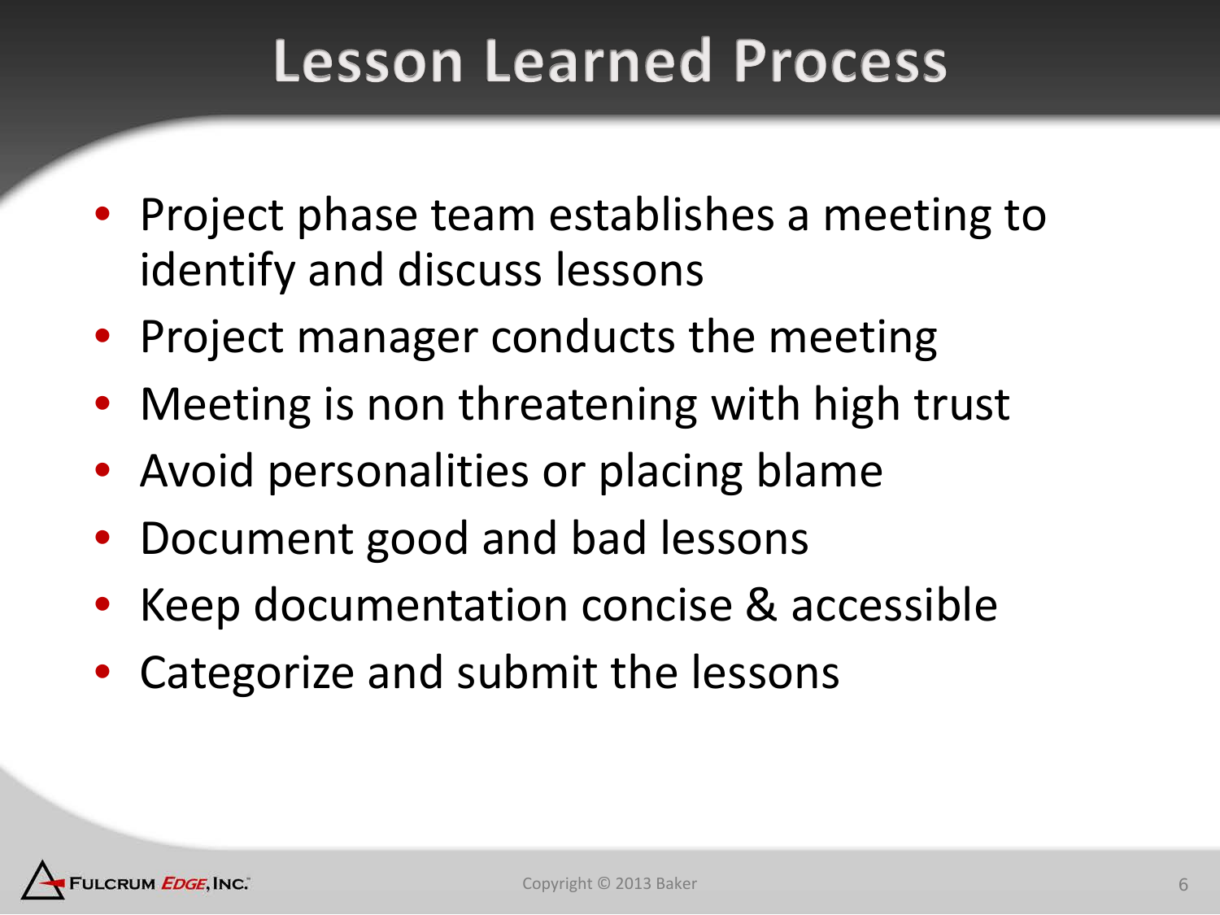# Lesson Learned Process

- Project phase team establishes a meeting to identify and discuss lessons
- Project manager conducts the meeting
- Meeting is non threatening with high trust
- Avoid personalities or placing blame
- Document good and bad lessons
- Keep documentation concise & accessible
- Categorize and submit the lessons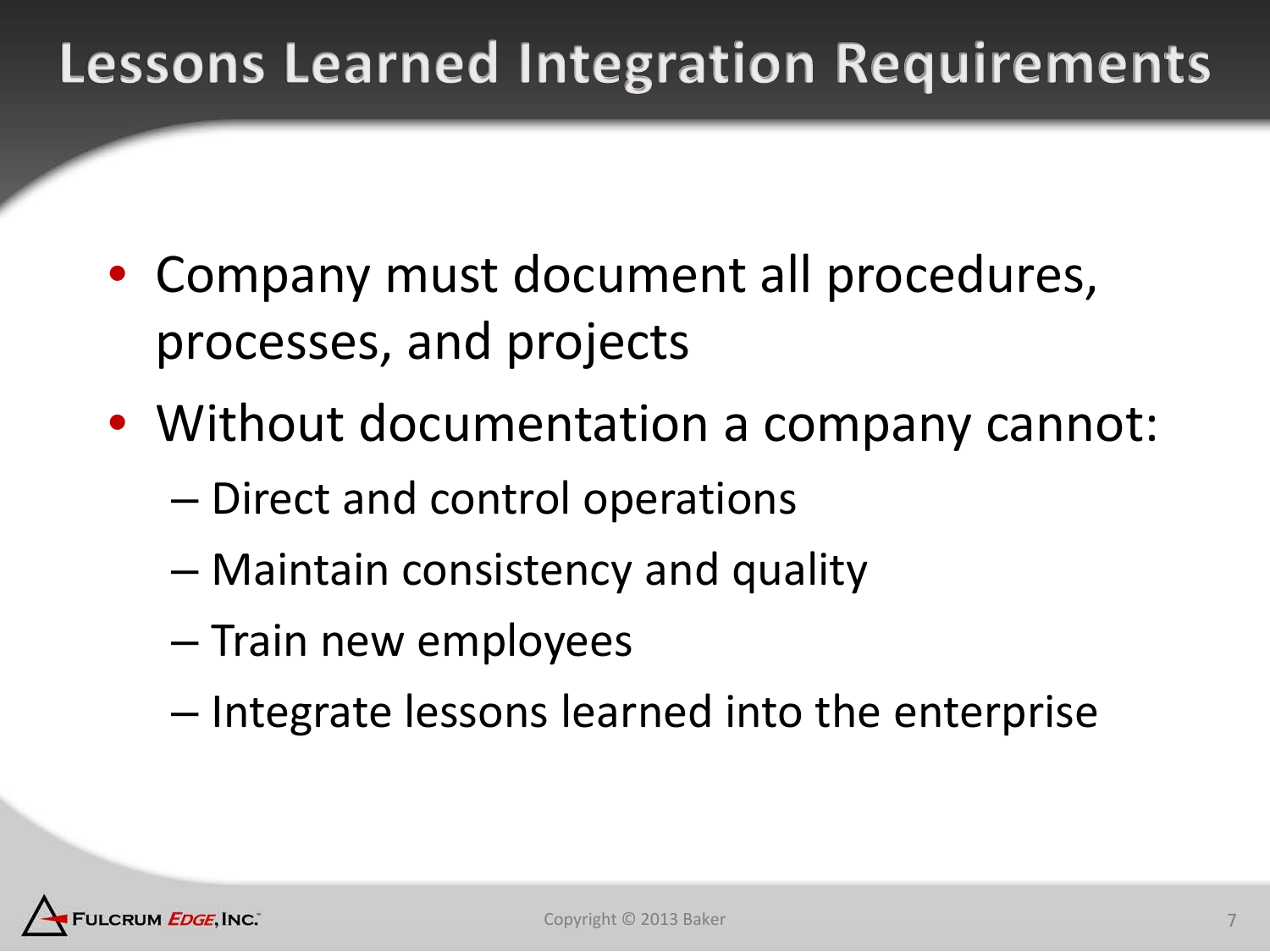# Lessons Learned Integration Requirements

- Company must document all procedures, processes, and projects
- Without documentation a company cannot:
  - Direct and control operations
  - Maintain consistency and quality
  - Train new employees
  - Integrate lessons learned into the enterprise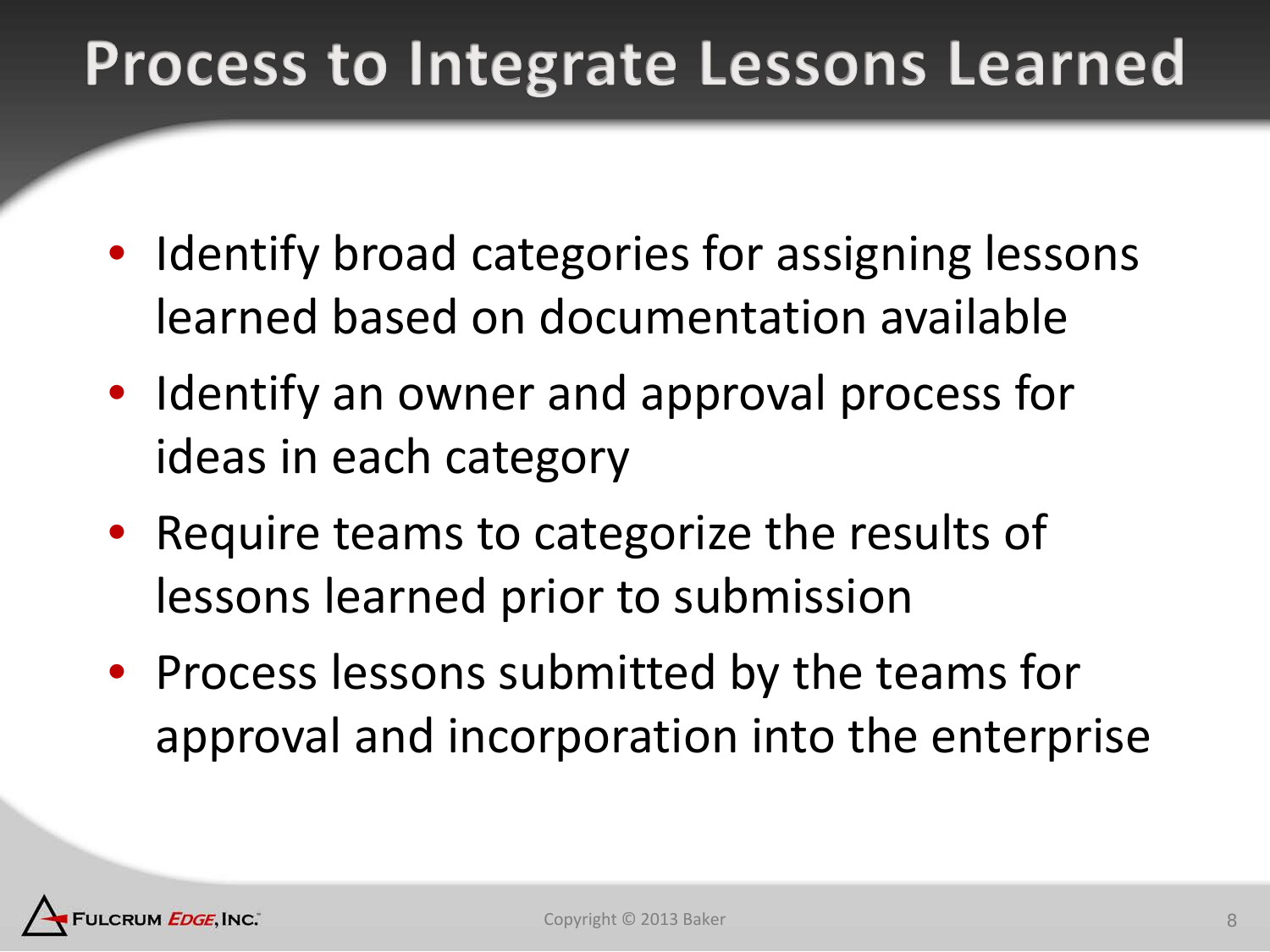# Process to Integrate Lessons Learned

- Identify broad categories for assigning lessons learned based on documentation available
- Identify an owner and approval process for ideas in each category
- Require teams to categorize the results of lessons learned prior to submission
- Process lessons submitted by the teams for approval and incorporation into the enterprise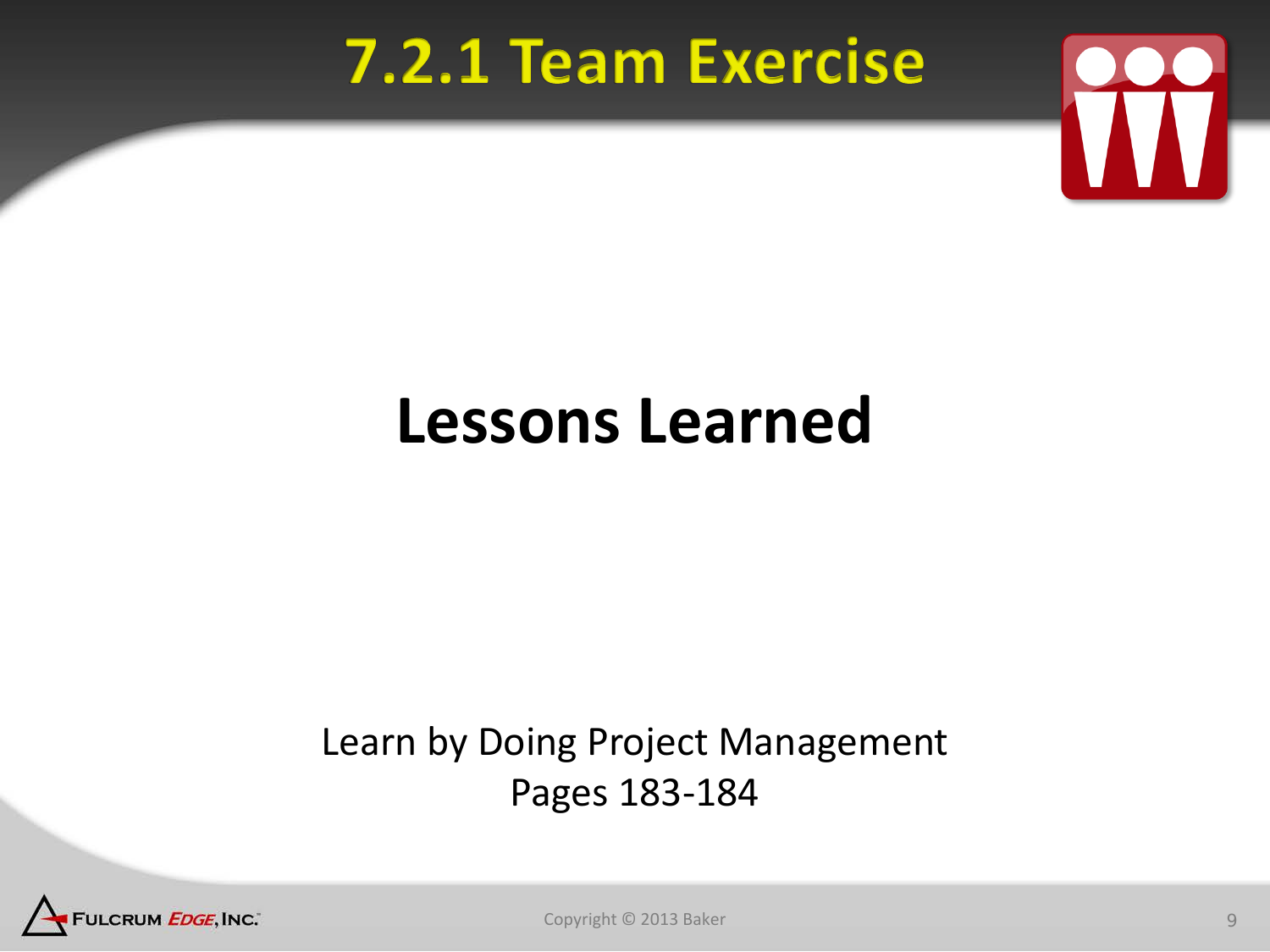# 7.2.1 Team Exercise

## Lessons Learned

Learn by Doing Project Management
Pages 183-184